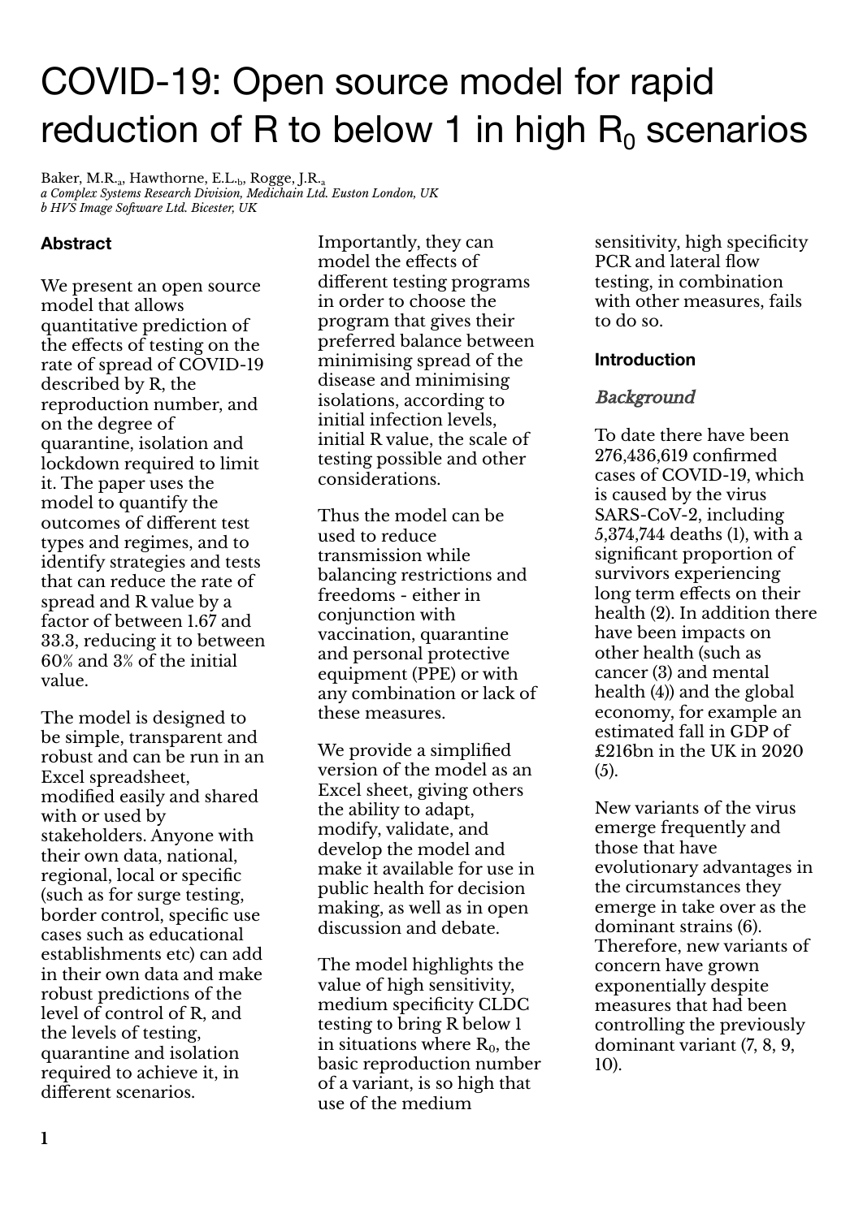# COVID-19: Open source model for rapid reduction of R to below 1 in high $R_0$ scenarios

Baker, M.R.[a], Hawthorne, E.L.[b], Rogge, J.R.[a]

*a Complex Systems Research Division, Medichain Ltd. Euston London, UK*

*b HVS Image Software Ltd. Bicester, UK*

## Abstract

We present an open source model that allows quantitative prediction of the effects of testing on the rate of spread of COVID-19 described by R, the reproduction number, and on the degree of quarantine, isolation and lockdown required to limit it. The paper uses the model to quantify the outcomes of different test types and regimes, and to identify strategies and tests that can reduce the rate of spread and R value by a factor of between 1.67 and 33.3, reducing it to between 60% and 3% of the initial value.

The model is designed to be simple, transparent and robust and can be run in an Excel spreadsheet, modified easily and shared with or used by stakeholders. Anyone with their own data, national, regional, local or specific (such as for surge testing, border control, specific use cases such as educational establishments etc) can add in their own data and make robust predictions of the level of control of R, and the levels of testing, quarantine and isolation required to achieve it, in different scenarios. Importantly, they can model the effects of different testing programs in order to choose the program that gives their preferred balance between minimising spread of the disease and minimising isolations, according to initial infection levels, initial R value, the scale of testing possible and other considerations.

Thus the model can be used to reduce transmission while balancing restrictions and freedoms - either in conjunction with vaccination, quarantine and personal protective equipment (PPE) or with any combination or lack of these measures.

We provide a simplified version of the model as an Excel sheet, giving others the ability to adapt, modify, validate, and develop the model and make it available for use in public health for decision making, as well as in open discussion and debate.

The model highlights the value of high sensitivity, medium specificity CLDC testing to bring R below 1 in situations where $R_0$, the basic reproduction number of a variant, is so high that use of the medium sensitivity, high specificity PCR and lateral flow testing, in combination with other measures, fails to do so.

## Introduction

### *Background*

To date there have been 276,436,619 confirmed cases of COVID-19, which is caused by the virus SARS-CoV-2, including 5,374,744 deaths (1), with a significant proportion of survivors experiencing long term effects on their health (2). In addition there have been impacts on other health (such as cancer (3) and mental health (4)) and the global economy, for example an estimated fall in GDP of £216bn in the UK in 2020 (5).

New variants of the virus emerge frequently and those that have evolutionary advantages in the circumstances they emerge in take over as the dominant strains (6). Therefore, new variants of concern have grown exponentially despite measures that had been controlling the previously dominant variant (7, 8, 9, 10).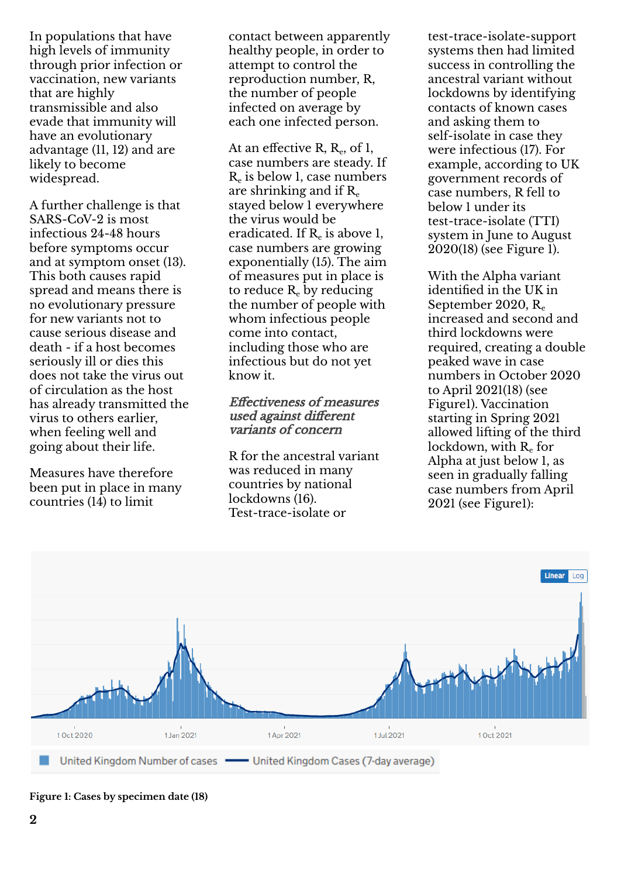In populations that have high levels of immunity through prior infection or vaccination, new variants that are highly transmissible and also evade that immunity will have an evolutionary advantage (11, 12) and are likely to become widespread.

A further challenge is that SARS-CoV-2 is most infectious 24-48 hours before symptoms occur and at symptom onset (13). This both causes rapid spread and means there is no evolutionary pressure for new variants not to cause serious disease and death - if a host becomes seriously ill or dies this does not take the virus out of circulation as the host has already transmitted the virus to others earlier, when feeling well and going about their life.

Measures have therefore been put in place in many countries (14) to limit contact between apparently healthy people, in order to attempt to control the reproduction number, R, the number of people infected on average by each one infected person.

At an effective R, $R_e$, of 1, case numbers are steady. If $R_e$ is below 1, case numbers are shrinking and if $R_e$ stayed below 1 everywhere the virus would be eradicated. If $R_e$ is above 1, case numbers are growing exponentially (15). The aim of measures put in place is to reduce $R_e$ by reducing the number of people with whom infectious people come into contact, including those who are infectious but do not yet know it.

### *Effectiveness of measures used against different variants of concern*

R for the ancestral variant was reduced in many countries by national lockdowns (16). Test-trace-isolate or test-trace-isolate-support systems then had limited success in controlling the ancestral variant without lockdowns by identifying contacts of known cases and asking them to self-isolate in case they were infectious (17). For example, according to UK government records of case numbers, R fell to below 1 under its test-trace-isolate (TTI) system in June to August 2020(18) (see Figure 1).

With the Alpha variant identified in the UK in September 2020, $R_e$ increased and second and third lockdowns were required, creating a double peaked wave in case numbers in October 2020 to April 2021(18) (see Figure1). Vaccination starting in Spring 2021 allowed lifting of the third lockdown, with $R_e$ for Alpha at just below 1, as seen in gradually falling case numbers from April 2021 (see Figure1):

**Figure 1: Cases by specimen date (18)**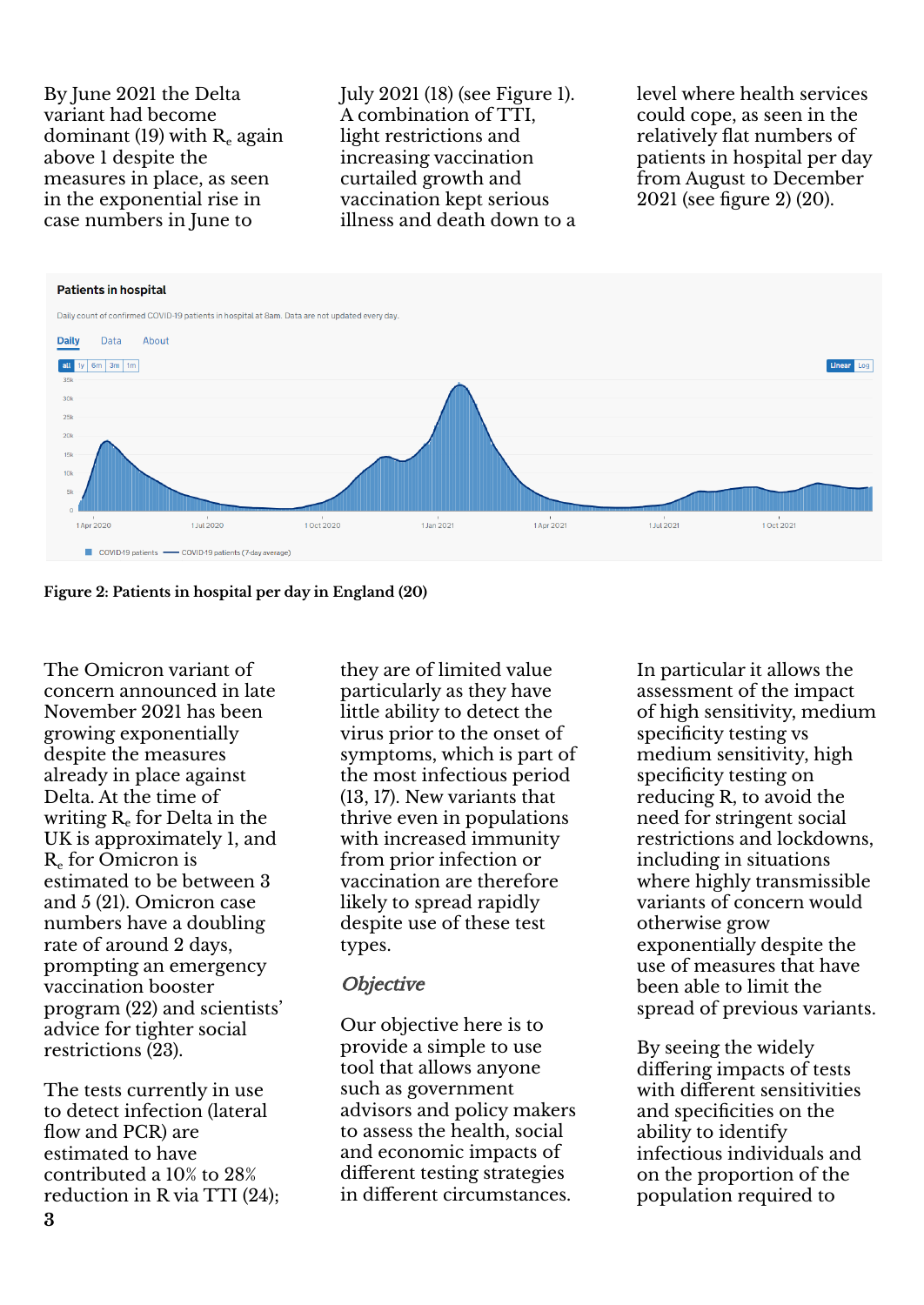By June 2021 the Delta variant had become dominant (19) with $R_e$ again above 1 despite the measures in place, as seen in the exponential rise in case numbers in June to July 2021 (18) (see Figure 1). A combination of TTI, light restrictions and increasing vaccination curtailed growth and vaccination kept serious illness and death down to a level where health services could cope, as seen in the relatively flat numbers of patients in hospital per day from August to December 2021 (see figure 2) (20).

**Figure 2: Patients in hospital per day in England (20)**

The Omicron variant of concern announced in late November 2021 has been growing exponentially despite the measures already in place against Delta. At the time of writing $R_e$ for Delta in the UK is approximately 1, and $R_e$ for Omicron is estimated to be between 3 and 5 (21). Omicron case numbers have a doubling rate of around 2 days, prompting an emergency vaccination booster program (22) and scientists' advice for tighter social restrictions (23).

The tests currently in use to detect infection (lateral flow and PCR) are estimated to have contributed a 10% to 28% reduction in R via TTI (24); they are of limited value particularly as they have little ability to detect the virus prior to the onset of symptoms, which is part of the most infectious period (13, 17). New variants that thrive even in populations with increased immunity from prior infection or vaccination are therefore likely to spread rapidly despite use of these test types.

## *Objective*

Our objective here is to provide a simple to use tool that allows anyone such as government advisors and policy makers to assess the health, social and economic impacts of different testing strategies in different circumstances. In particular it allows the assessment of the impact of high sensitivity, medium specificity testing vs medium sensitivity, high specificity testing on reducing R, to avoid the need for stringent social restrictions and lockdowns, including in situations where highly transmissible variants of concern would otherwise grow exponentially despite the use of measures that have been able to limit the spread of previous variants.

By seeing the widely differing impacts of tests with different sensitivities and specificities on the ability to identify infectious individuals and on the proportion of the population required to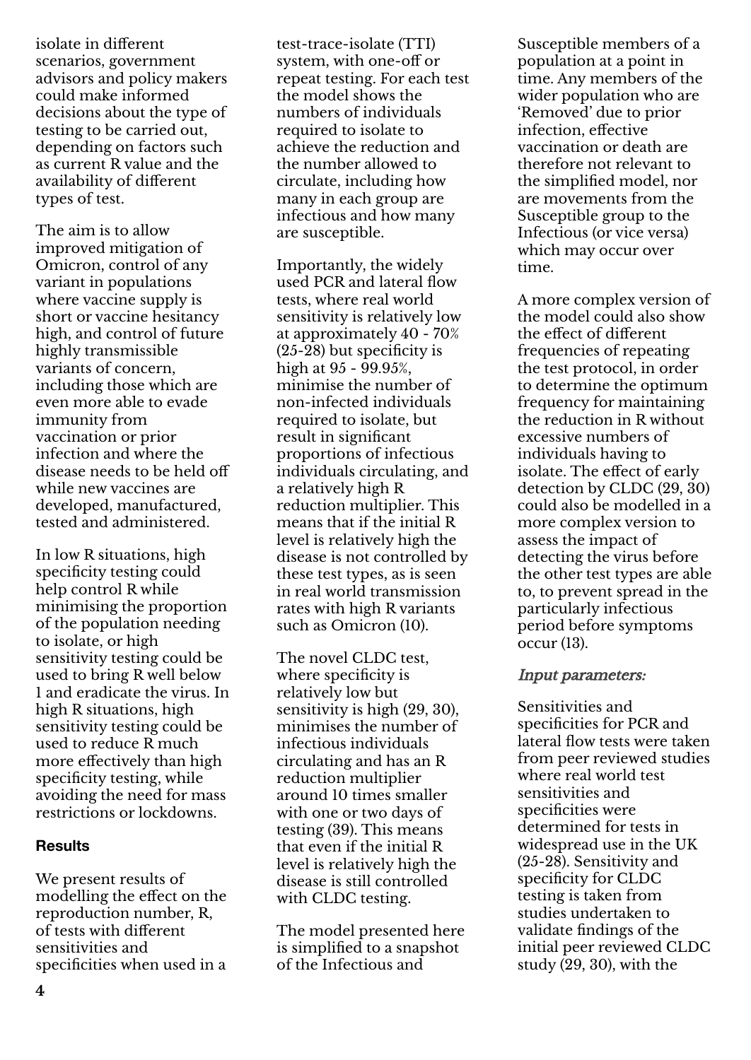isolate in different scenarios, government advisors and policy makers could make informed decisions about the type of testing to be carried out, depending on factors such as current R value and the availability of different types of test.

The aim is to allow improved mitigation of Omicron, control of any variant in populations where vaccine supply is short or vaccine hesitancy high, and control of future highly transmissible variants of concern, including those which are even more able to evade immunity from vaccination or prior infection and where the disease needs to be held off while new vaccines are developed, manufactured, tested and administered.

In low R situations, high specificity testing could help control R while minimising the proportion of the population needing to isolate, or high sensitivity testing could be used to bring R well below 1 and eradicate the virus. In high R situations, high sensitivity testing could be used to reduce R much more effectively than high specificity testing, while avoiding the need for mass restrictions or lockdowns.

## Results

We present results of modelling the effect on the reproduction number, R, of tests with different sensitivities and specificities when used in a test-trace-isolate (TTI) system, with one-off or repeat testing. For each test the model shows the numbers of individuals required to isolate to achieve the reduction and the number allowed to circulate, including how many in each group are infectious and how many are susceptible.

Importantly, the widely used PCR and lateral flow tests, where real world sensitivity is relatively low at approximately 40 - 70% (25-28) but specificity is high at 95 - 99.95%, minimise the number of non-infected individuals required to isolate, but result in significant proportions of infectious individuals circulating, and a relatively high R reduction multiplier. This means that if the initial R level is relatively high the disease is not controlled by these test types, as is seen in real world transmission rates with high R variants such as Omicron (10).

The novel CLDC test, where specificity is relatively low but sensitivity is high (29, 30), minimises the number of infectious individuals circulating and has an R reduction multiplier around 10 times smaller with one or two days of testing (39). This means that even if the initial R level is relatively high the disease is still controlled with CLDC testing.

The model presented here is simplified to a snapshot of the Infectious and Susceptible members of a population at a point in time. Any members of the wider population who are 'Removed' due to prior infection, effective vaccination or death are therefore not relevant to the simplified model, nor are movements from the Susceptible group to the Infectious (or vice versa) which may occur over time.

A more complex version of the model could also show the effect of different frequencies of repeating the test protocol, in order to determine the optimum frequency for maintaining the reduction in R without excessive numbers of individuals having to isolate. The effect of early detection by CLDC (29, 30) could also be modelled in a more complex version to assess the impact of detecting the virus before the other test types are able to, to prevent spread in the particularly infectious period before symptoms occur (13).

### *Input parameters:*

Sensitivities and specificities for PCR and lateral flow tests were taken from peer reviewed studies where real world test sensitivities and specificities were determined for tests in widespread use in the UK (25-28). Sensitivity and specificity for CLDC testing is taken from studies undertaken to validate findings of the initial peer reviewed CLDC study (29, 30), with the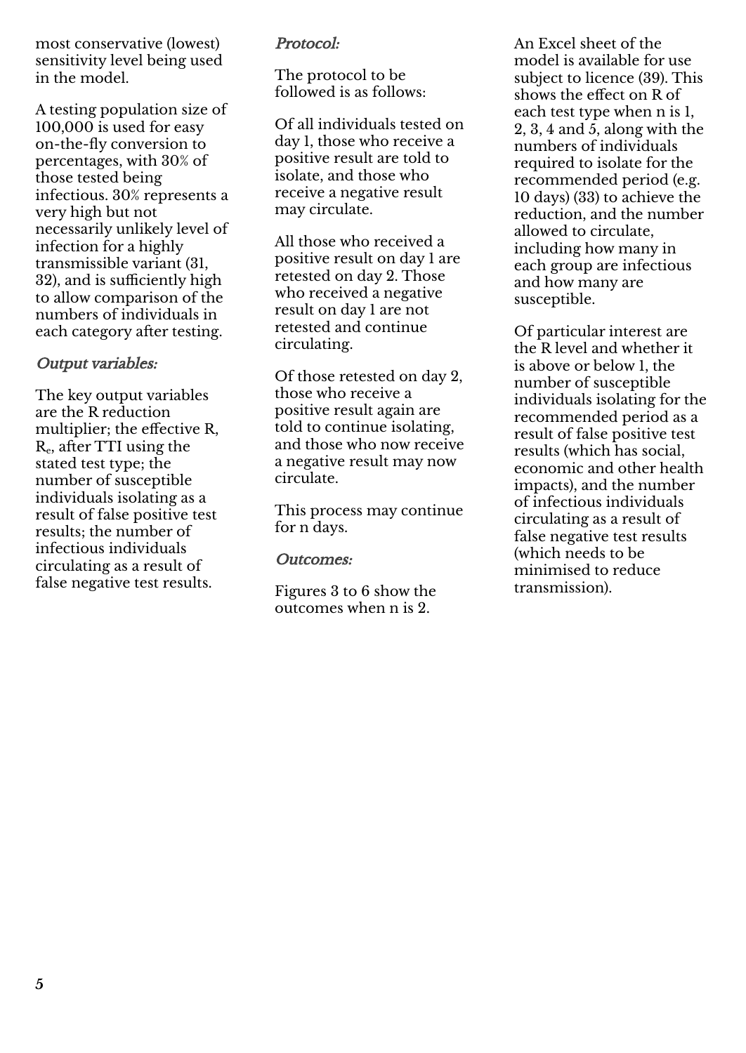most conservative (lowest) sensitivity level being used in the model.

A testing population size of 100,000 is used for easy on-the-fly conversion to percentages, with 30% of those tested being infectious. 30% represents a very high but not necessarily unlikely level of infection for a highly transmissible variant (31, 32), and is sufficiently high to allow comparison of the numbers of individuals in each category after testing.

### *Output variables:*

The key output variables are the R reduction multiplier; the effective R, $R_e$, after TTI using the stated test type; the number of susceptible individuals isolating as a result of false positive test results; the number of infectious individuals circulating as a result of false negative test results.

### *Protocol:*

The protocol to be followed is as follows:

Of all individuals tested on day 1, those who receive a positive result are told to isolate, and those who receive a negative result may circulate.

All those who received a positive result on day 1 are retested on day 2. Those who received a negative result on day 1 are not retested and continue circulating.

Of those retested on day 2, those who receive a positive result again are told to continue isolating, and those who now receive a negative result may now circulate.

This process may continue for n days.

### *Outcomes:*

Figures 3 to 6 show the outcomes when n is 2.

An Excel sheet of the model is available for use subject to licence (39). This shows the effect on R of each test type when n is 1, 2, 3, 4 and 5, along with the numbers of individuals required to isolate for the recommended period (e.g. 10 days) (33) to achieve the reduction, and the number allowed to circulate, including how many in each group are infectious and how many are susceptible.

Of particular interest are the R level and whether it is above or below 1, the number of susceptible individuals isolating for the recommended period as a result of false positive test results (which has social, economic and other health impacts), and the number of infectious individuals circulating as a result of false negative test results (which needs to be minimised to reduce transmission).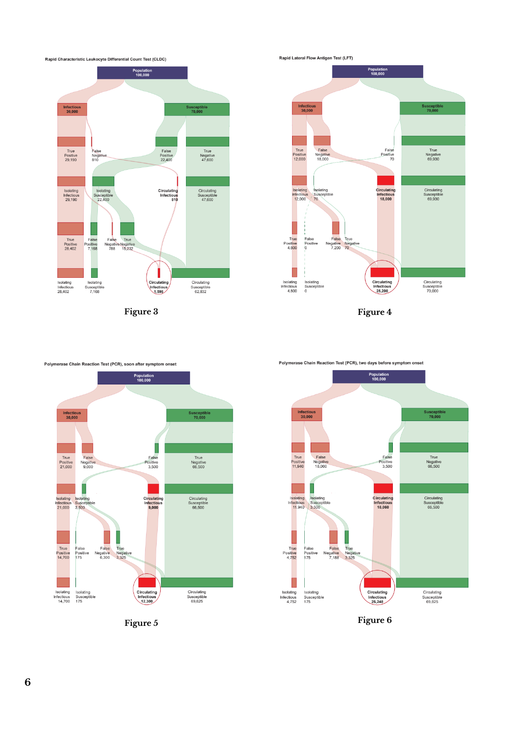Rapid Characteristic Leukocyte Differential Count Test (CLDC)

Figure 3

Rapid Lateral Flow Antigen Test (LFT)

Figure 4

Polymerase Chain Reaction Test (PCR), soon after symptom onset

Figure 5

Polymerase Chain Reaction Test (PCR), two days before symptom onset

Figure 6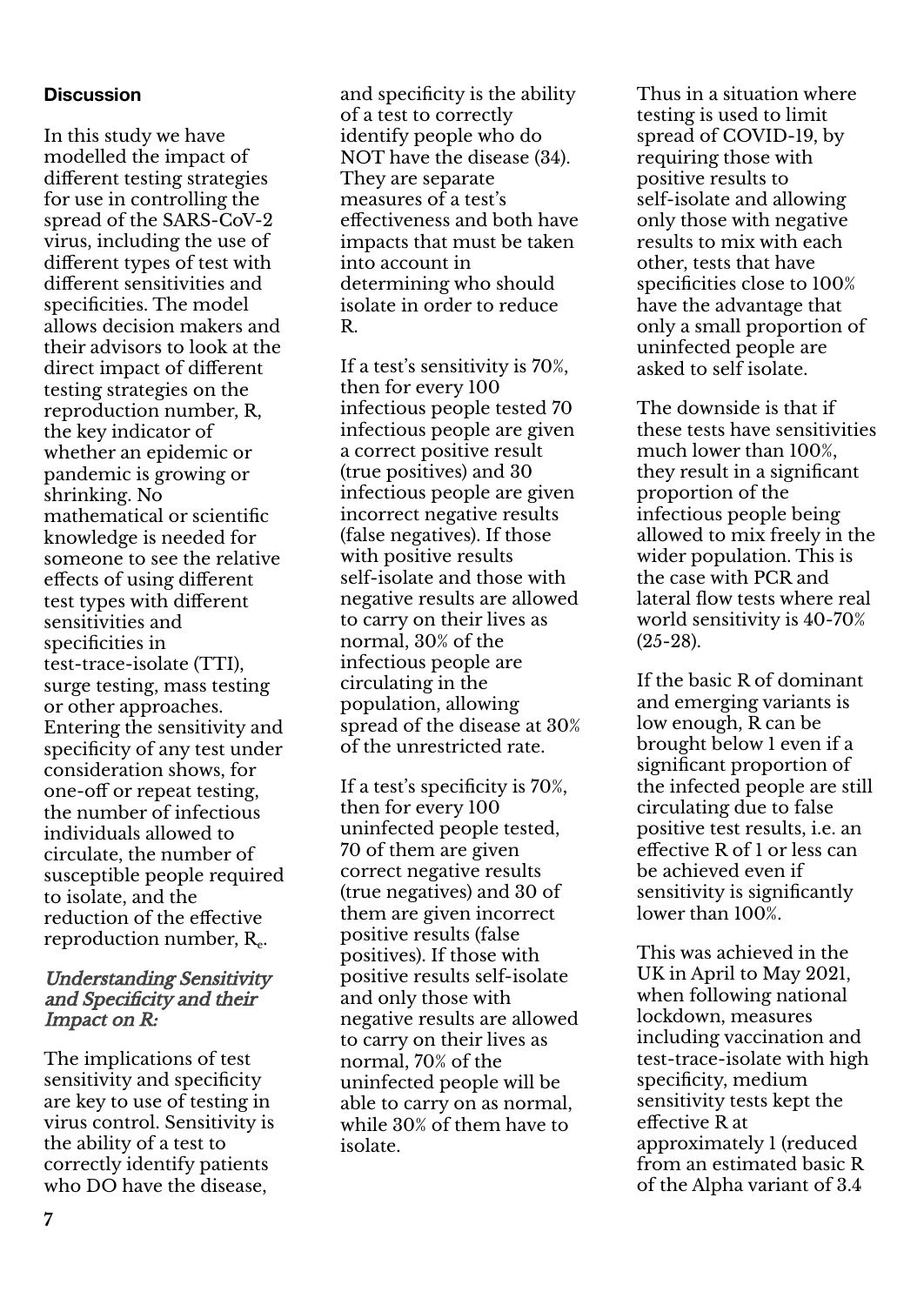## Discussion

In this study we have modelled the impact of different testing strategies for use in controlling the spread of the SARS-CoV-2 virus, including the use of different types of test with different sensitivities and specificities. The model allows decision makers and their advisors to look at the direct impact of different testing strategies on the reproduction number, R, the key indicator of whether an epidemic or pandemic is growing or shrinking. No mathematical or scientific knowledge is needed for someone to see the relative effects of using different test types with different sensitivities and specificities in test-trace-isolate (TTI), surge testing, mass testing or other approaches. Entering the sensitivity and specificity of any test under consideration shows, for one-off or repeat testing, the number of infectious individuals allowed to circulate, the number of susceptible people required to isolate, and the reduction of the effective reproduction number, $R_e$.

### *Understanding Sensitivity and Specificity and their Impact on R:*

The implications of test sensitivity and specificity are key to use of testing in virus control. Sensitivity is the ability of a test to correctly identify patients who DO have the disease, and specificity is the ability of a test to correctly identify people who do NOT have the disease (34). They are separate measures of a test's effectiveness and both have impacts that must be taken into account in determining who should isolate in order to reduce R.

If a test's sensitivity is 70%, then for every 100 infectious people tested 70 infectious people are given a correct positive result (true positives) and 30 infectious people are given incorrect negative results (false negatives). If those with positive results self-isolate and those with negative results are allowed to carry on their lives as normal, 30% of the infectious people are circulating in the population, allowing spread of the disease at 30% of the unrestricted rate.

If a test's specificity is 70%, then for every 100 uninfected people tested, 70 of them are given correct negative results (true negatives) and 30 of them are given incorrect positive results (false positives). If those with positive results self-isolate and only those with negative results are allowed to carry on their lives as normal, 70% of the uninfected people will be able to carry on as normal, while 30% of them have to isolate.

Thus in a situation where testing is used to limit spread of COVID-19, by requiring those with positive results to self-isolate and allowing only those with negative results to mix with each other, tests that have specificities close to 100% have the advantage that only a small proportion of uninfected people are asked to self isolate.

The downside is that if these tests have sensitivities much lower than 100%, they result in a significant proportion of the infectious people being allowed to mix freely in the wider population. This is the case with PCR and lateral flow tests where real world sensitivity is 40-70% (25-28).

If the basic R of dominant and emerging variants is low enough, R can be brought below 1 even if a significant proportion of the infected people are still circulating due to false positive test results, i.e. an effective R of 1 or less can be achieved even if sensitivity is significantly lower than 100%.

This was achieved in the UK in April to May 2021, when following national lockdown, measures including vaccination and test-trace-isolate with high specificity, medium sensitivity tests kept the effective R at approximately 1 (reduced from an estimated basic R of the Alpha variant of 3.4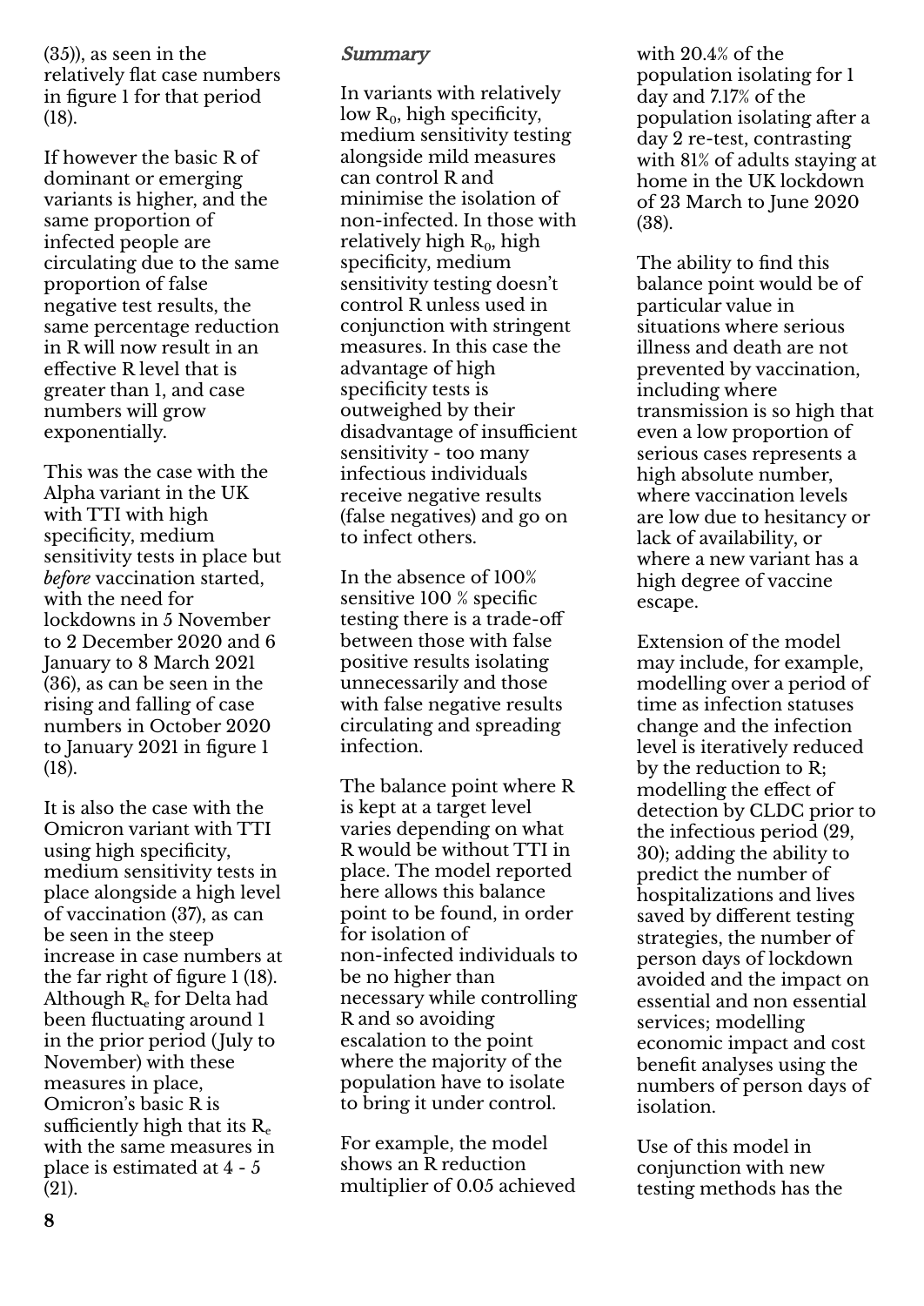(35)), as seen in the relatively flat case numbers in figure 1 for that period (18).

If however the basic R of dominant or emerging variants is higher, and the same proportion of infected people are circulating due to the same proportion of false negative test results, the same percentage reduction in R will now result in an effective R level that is greater than 1, and case numbers will grow exponentially.

This was the case with the Alpha variant in the UK with TTI with high specificity, medium sensitivity tests in place but *before* vaccination started, with the need for lockdowns in 5 November to 2 December 2020 and 6 January to 8 March 2021 (36), as can be seen in the rising and falling of case numbers in October 2020 to January 2021 in figure 1 (18).

It is also the case with the Omicron variant with TTI using high specificity, medium sensitivity tests in place alongside a high level of vaccination (37), as can be seen in the steep increase in case numbers at the far right of figure 1 (18). Although $R_e$ for Delta had been fluctuating around 1 in the prior period (July to November) with these measures in place, Omicron's basic R is sufficiently high that its $R_e$ with the same measures in place is estimated at 4 - 5 (21).

### *Summary*

In variants with relatively low $R_0$, high specificity, medium sensitivity testing alongside mild measures can control R and minimise the isolation of non-infected. In those with relatively high $R_0$, high specificity, medium sensitivity testing doesn't control R unless used in conjunction with stringent measures. In this case the advantage of high specificity tests is outweighed by their disadvantage of insufficient sensitivity - too many infectious individuals receive negative results (false negatives) and go on to infect others.

In the absence of 100% sensitive 100 % specific testing there is a trade-off between those with false positive results isolating unnecessarily and those with false negative results circulating and spreading infection.

The balance point where R is kept at a target level varies depending on what R would be without TTI in place. The model reported here allows this balance point to be found, in order for isolation of non-infected individuals to be no higher than necessary while controlling R and so avoiding escalation to the point where the majority of the population have to isolate to bring it under control.

For example, the model shows an R reduction multiplier of 0.05 achieved with 20.4% of the population isolating for 1 day and 7.17% of the population isolating after a day 2 re-test, contrasting with 81% of adults staying at home in the UK lockdown of 23 March to June 2020 (38).

The ability to find this balance point would be of particular value in situations where serious illness and death are not prevented by vaccination, including where transmission is so high that even a low proportion of serious cases represents a high absolute number, where vaccination levels are low due to hesitancy or lack of availability, or where a new variant has a high degree of vaccine escape.

Extension of the model may include, for example, modelling over a period of time as infection statuses change and the infection level is iteratively reduced by the reduction to R; modelling the effect of detection by CLDC prior to the infectious period (29, 30); adding the ability to predict the number of hospitalizations and lives saved by different testing strategies, the number of person days of lockdown avoided and the impact on essential and non essential services; modelling economic impact and cost benefit analyses using the numbers of person days of isolation.

Use of this model in conjunction with new testing methods has the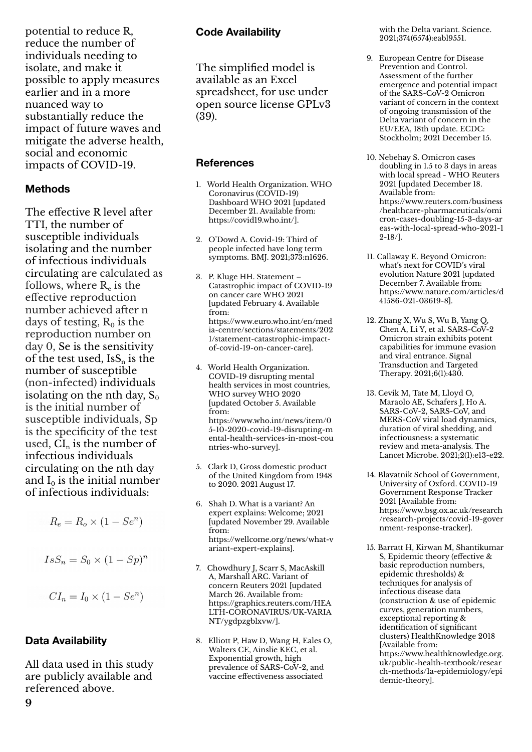potential to reduce R, reduce the number of individuals needing to isolate, and make it possible to apply measures earlier and in a more nuanced way to substantially reduce the impact of future waves and mitigate the adverse health, social and economic impacts of COVID-19.

### Methods

The effective R level after TTI, the number of susceptible individuals isolating and the number of infectious individuals circulating are calculated as follows, where $R_e$ is the effective reproduction number achieved after n days of testing, $R_0$ is the reproduction number on day 0, Se is the sensitivity of the test used, $IsS_n$ is the number of susceptible (non-infected) individuals isolating on the nth day, $S_0$ is the initial number of susceptible individuals, Sp is the specificity of the test used, $CI_n$ is the number of infectious individuals circulating on the nth day and $I_0$ is the initial number of infectious individuals:

$$R_e = R_o \times (1 - Se^n)$$

$$IsS_n = S_0 \times (1 - Sp)^n$$

$$CI_n = I_0 \times (1 - Se^n)$$

### Data Availability

All data used in this study are publicly available and referenced above.

### Code Availability

The simplified model is available as an Excel spreadsheet, for use under open source license GPLv3 (39).

### References

1. World Health Organization. WHO Coronavirus (COVID-19) Dashboard WHO 2021 [updated December 21. Available from: https://covid19.who.int/].
2. O'Dowd A. Covid-19: Third of people infected have long term symptoms. BMJ. 2021;373:n1626.
3. P. Kluge HH. Statement – Catastrophic impact of COVID-19 on cancer care WHO 2021 [updated February 4. Available from: https://www.euro.who.int/en/media-centre/sections/statements/2021/statement-catastrophic-impact-of-covid-19-on-cancer-care].
4. World Health Organization. COVID-19 disrupting mental health services in most countries, WHO survey WHO 2020 [updated October 5. Available from: https://www.who.int/news/item/05-10-2020-covid-19-disrupting-mental-health-services-in-most-countries-who-survey].
5. Clark D, Gross domestic product of the United Kingdom from 1948 to 2020. 2021 August 17.
6. Shah D. What is a variant? An expert explains: Welcome; 2021 [updated November 29. Available from: https://wellcome.org/news/what-variant-expert-explains].
7. Chowdhury J, Scarr S, MacAskill A, Marshall ARC. Variant of concern Reuters 2021 [updated March 26. Available from: https://graphics.reuters.com/HEALTH-CORONAVIRUS/UK-VARIANT/ygdpzgblxvw/].
8. Elliott P, Haw D, Wang H, Eales O, Walters CE, Ainslie KEC, et al. Exponential growth, high prevalence of SARS-CoV-2, and vaccine effectiveness associated with the Delta variant. Science. 2021;374(6574):eabl9551.
9. European Centre for Disease Prevention and Control. Assessment of the further emergence and potential impact of the SARS-CoV-2 Omicron variant of concern in the context of ongoing transmission of the Delta variant of concern in the EU/EEA, 18th update. ECDC: Stockholm; 2021 December 15.
10. Nebehay S. Omicron cases doubling in 1.5 to 3 days in areas with local spread - WHO Reuters 2021 [updated December 18. Available from: https://www.reuters.com/business/healthcare-pharmaceuticals/omicron-cases-doubling-15-3-days-areas-with-local-spread-who-2021-12-18/].
11. Callaway E. Beyond Omicron: what's next for COVID's viral evolution Nature 2021 [updated December 7. Available from: https://www.nature.com/articles/d41586-021-03619-8].
12. Zhang X, Wu S, Wu B, Yang Q, Chen A, Li Y, et al. SARS-CoV-2 Omicron strain exhibits potent capabilities for immune evasion and viral entrance. Signal Transduction and Targeted Therapy. 2021;6(1):430.
13. Cevik M, Tate M, Lloyd O, Maraolo AE, Schafers J, Ho A. SARS-CoV-2, SARS-CoV, and MERS-CoV viral load dynamics, duration of viral shedding, and infectiousness: a systematic review and meta-analysis. The Lancet Microbe. 2021;2(1):e13-e22.
14. Blavatnik School of Government, University of Oxford. COVID-19 Government Response Tracker 2021 [Available from: https://www.bsg.ox.ac.uk/research/research-projects/covid-19-government-response-tracker].
15. Barratt H, Kirwan M, Shantikumar S, Epidemic theory (effective & basic reproduction numbers, epidemic thresholds) & techniques for analysis of infectious disease data (construction & use of epidemic curves, generation numbers, exceptional reporting & identification of significant clusters) HealthKnowledge 2018 [Available from: https://www.healthknowledge.org.uk/public-health-textbook/research-methods/1a-epidemiology/epidemic-theory].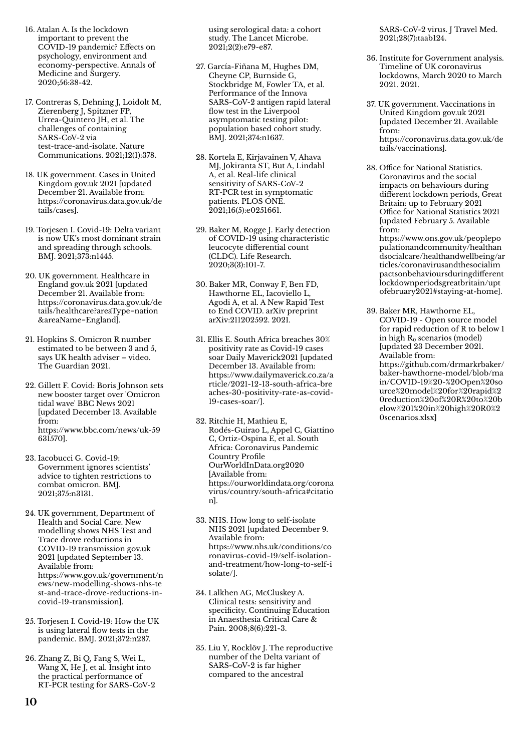16. Atalan A. Is the lockdown important to prevent the COVID-19 pandemic? Effects on psychology, environment and economy-perspective. Annals of Medicine and Surgery. 2020;56:38-42.

17. Contreras S, Dehning J, Loidolt M, Zierenberg J, Spitzner FP, Urrea-Quintero JH, et al. The challenges of containing SARS-CoV-2 via test-trace-and-isolate. Nature Communications. 2021;12(1):378.

18. UK government. Cases in United Kingdom gov.uk 2021 [updated December 21. Available from: https://coronavirus.data.gov.uk/details/cases].

19. Torjesen I. Covid-19: Delta variant is now UK's most dominant strain and spreading through schools. BMJ. 2021;373:n1445.

20. UK government. Healthcare in England gov.uk 2021 [updated December 21. Available from: https://coronavirus.data.gov.uk/details/healthcare?areaType=nation&areaName=England].

21. Hopkins S. Omicron R number estimated to be between 3 and 5, says UK health adviser – video. The Guardian 2021.

22. Gillett F. Covid: Boris Johnson sets new booster target over 'Omicron tidal wave' BBC News 2021 [updated December 13. Available from: https://www.bbc.com/news/uk-59631570].

23. Iacobucci G. Covid-19: Government ignores scientists' advice to tighten restrictions to combat omicron. BMJ. 2021;375:n3131.

24. UK government, Department of Health and Social Care. New modelling shows NHS Test and Trace drove reductions in COVID-19 transmission gov.uk 2021 [updated September 13. Available from: https://www.gov.uk/government/news/new-modelling-shows-nhs-test-and-trace-drove-reductions-in-covid-19-transmission].

25. Torjesen I. Covid-19: How the UK is using lateral flow tests in the pandemic. BMJ. 2021;372:n287.

26. Zhang Z, Bi Q, Fang S, Wei L, Wang X, He J, et al. Insight into the practical performance of RT-PCR testing for SARS-CoV-2 using serological data: a cohort study. The Lancet Microbe. 2021;2(2):e79-e87.

27. García-Fiñana M, Hughes DM, Cheyne CP, Burnside G, Stockbridge M, Fowler TA, et al. Performance of the Innova SARS-CoV-2 antigen rapid lateral flow test in the Liverpool asymptomatic testing pilot: population based cohort study. BMJ. 2021;374:n1637.

28. Kortela E, Kirjavainen V, Ahava MJ, Jokiranta ST, But A, Lindahl A, et al. Real-life clinical sensitivity of SARS-CoV-2 RT-PCR test in symptomatic patients. PLOS ONE. 2021;16(5):e0251661.

29. Baker M, Rogge J. Early detection of COVID-19 using characteristic leucocyte differential count (CLDC). Life Research. 2020;3(3):101-7.

30. Baker MR, Conway F, Ben FD, Hawthorne EL, Iacoviello L, Agodi A, et al. A New Rapid Test to End COVID. arXiv preprint arXiv:2112.02592. 2021.

31. Ellis E. South Africa breaches 30% positivity rate as Covid-19 cases soar Daily Maverick2021 [updated December 13. Available from: https://www.dailymaverick.co.za/article/2021-12-13-south-africa-breaches-30-positivity-rate-as-covid-19-cases-soar/].

32. Ritchie H, Mathieu E, Rodés-Guirao L, Appel C, Giattino C, Ortiz-Ospina E, et al. South Africa: Coronavirus Pandemic Country Profile OurWorldInData.org2020 [Available from: https://ourworldindata.org/coronavirus/country/south-africa#citation].

33. NHS. How long to self-isolate NHS 2021 [updated December 9. Available from: https://www.nhs.uk/conditions/coronavirus-covid-19/self-isolation-and-treatment/how-long-to-self-isolate/].

34. Lalkhen AG, McCluskey A. Clinical tests: sensitivity and specificity. Continuing Education in Anaesthesia Critical Care & Pain. 2008;8(6):221-3.

35. Liu Y, Rocklöv J. The reproductive number of the Delta variant of SARS-CoV-2 is far higher compared to the ancestral SARS-CoV-2 virus. J Travel Med. 2021;28(7):taab124.

36. Institute for Government analysis. Timeline of UK coronavirus lockdowns, March 2020 to March 2021. 2021.

37. UK government. Vaccinations in United Kingdom gov.uk 2021 [updated December 21. Available from: https://coronavirus.data.gov.uk/details/vaccinations].

38. Office for National Statistics. Coronavirus and the social impacts on behaviours during different lockdown periods, Great Britain: up to February 2021 Office for National Statistics 2021 [updated February 5. Available from: https://www.ons.gov.uk/peoplepopulationandcommunity/healthandsocialcare/healthandwellbeing/articles/coronavirusandthesocialimpactsonbehavioursduringdifferentlockdownperiodsgreatbritain/uptofebruary2021#staying-at-home].

39. Baker MR, Hawthorne EL, COVID-19 - Open source model for rapid reduction of R to below 1 in high $R_0$ scenarios (model) [updated 23 December 2021. Available from: https://github.com/drmarkrbaker/baker-hawthorne-model/blob/main/COVID-19%20-%20Open%20source%20model%20for%20rapid%20reduction%20of%20R%20to%20below%201%20in%20high%20R0%20scenarios.xlsx]